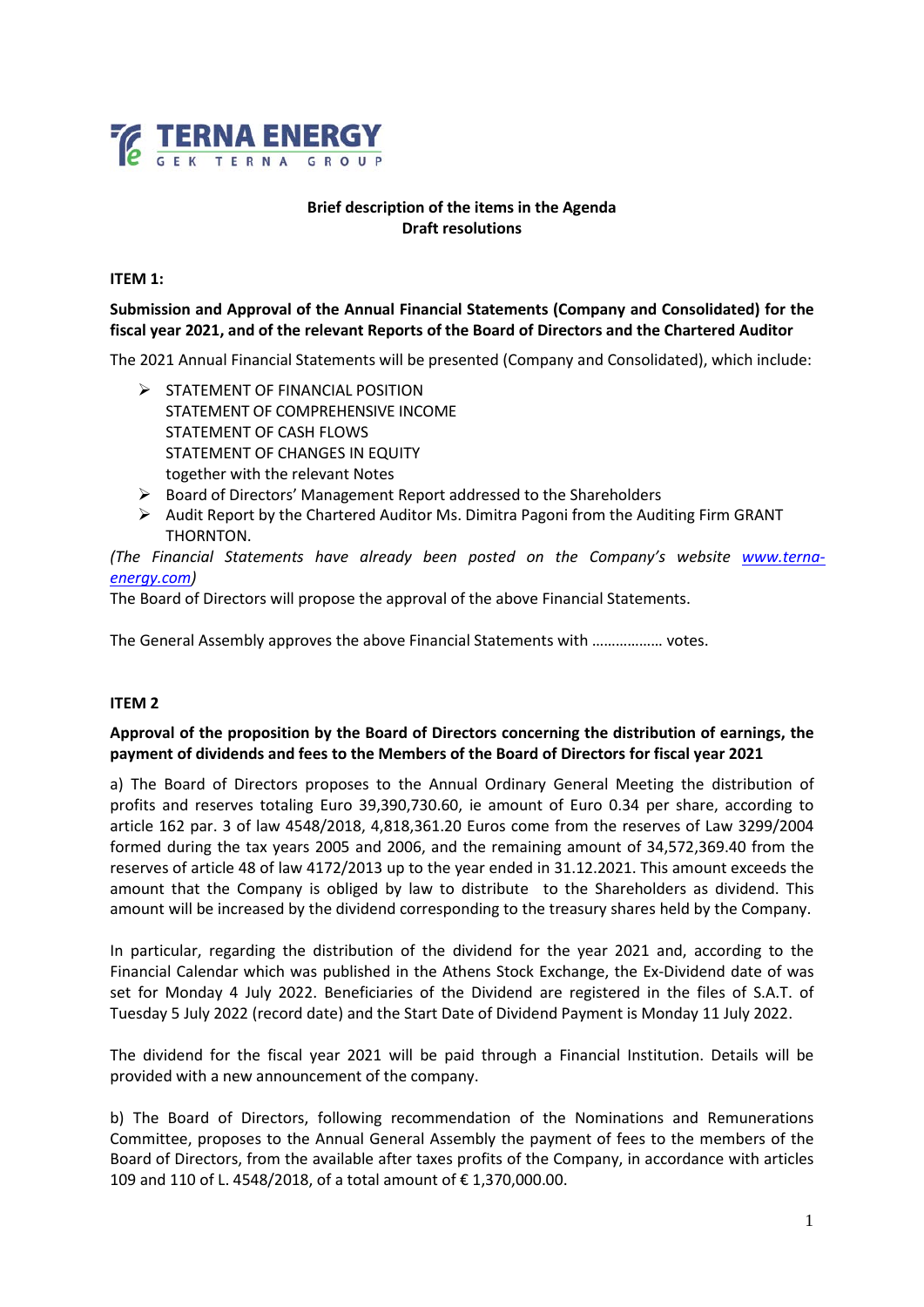**TERNA ENERGY**
GEK TERNA GROUP

**Brief description of the items in the Agenda**
**Draft resolutions**

**ITEM 1:**

**Submission and Approval of the Annual Financial Statements (Company and Consolidated) for the fiscal year 2021, and of the relevant Reports of the Board of Directors and the Chartered Auditor**

The 2021 Annual Financial Statements will be presented (Company and Consolidated), which include:

- STATEMENT OF FINANCIAL POSITION
  STATEMENT OF COMPREHENSIVE INCOME
  STATEMENT OF CASH FLOWS
  STATEMENT OF CHANGES IN EQUITY
  together with the relevant Notes
- Board of Directors' Management Report addressed to the Shareholders
- Audit Report by the Chartered Auditor Ms. Dimitra Pagoni from the Auditing Firm GRANT THORNTON.

*(The Financial Statements have already been posted on the Company's website [www.terna-energy.com](www.terna-energy.com))*

The Board of Directors will propose the approval of the above Financial Statements.

The General Assembly approves the above Financial Statements with ……………… votes.

**ITEM 2**

**Approval of the proposition by the Board of Directors concerning the distribution of earnings, the payment of dividends and fees to the Members of the Board of Directors for fiscal year 2021**

a) The Board of Directors proposes to the Annual Ordinary General Meeting the distribution of profits and reserves totaling Euro 39,390,730.60, ie amount of Euro 0.34 per share, according to article 162 par. 3 of law 4548/2018, 4,818,361.20 Euros come from the reserves of Law 3299/2004 formed during the tax years 2005 and 2006, and the remaining amount of 34,572,369.40 from the reserves of article 48 of law 4172/2013 up to the year ended in 31.12.2021. This amount exceeds the amount that the Company is obliged by law to distribute to the Shareholders as dividend. This amount will be increased by the dividend corresponding to the treasury shares held by the Company.

In particular, regarding the distribution of the dividend for the year 2021 and, according to the Financial Calendar which was published in the Athens Stock Exchange, the Ex-Dividend date of was set for Monday 4 July 2022. Beneficiaries of the Dividend are registered in the files of S.A.T. of Tuesday 5 July 2022 (record date) and the Start Date of Dividend Payment is Monday 11 July 2022.

The dividend for the fiscal year 2021 will be paid through a Financial Institution. Details will be provided with a new announcement of the company.

b) The Board of Directors, following recommendation of the Nominations and Remunerations Committee, proposes to the Annual General Assembly the payment of fees to the members of the Board of Directors, from the available after taxes profits of the Company, in accordance with articles 109 and 110 of L. 4548/2018, of a total amount of € 1,370,000.00.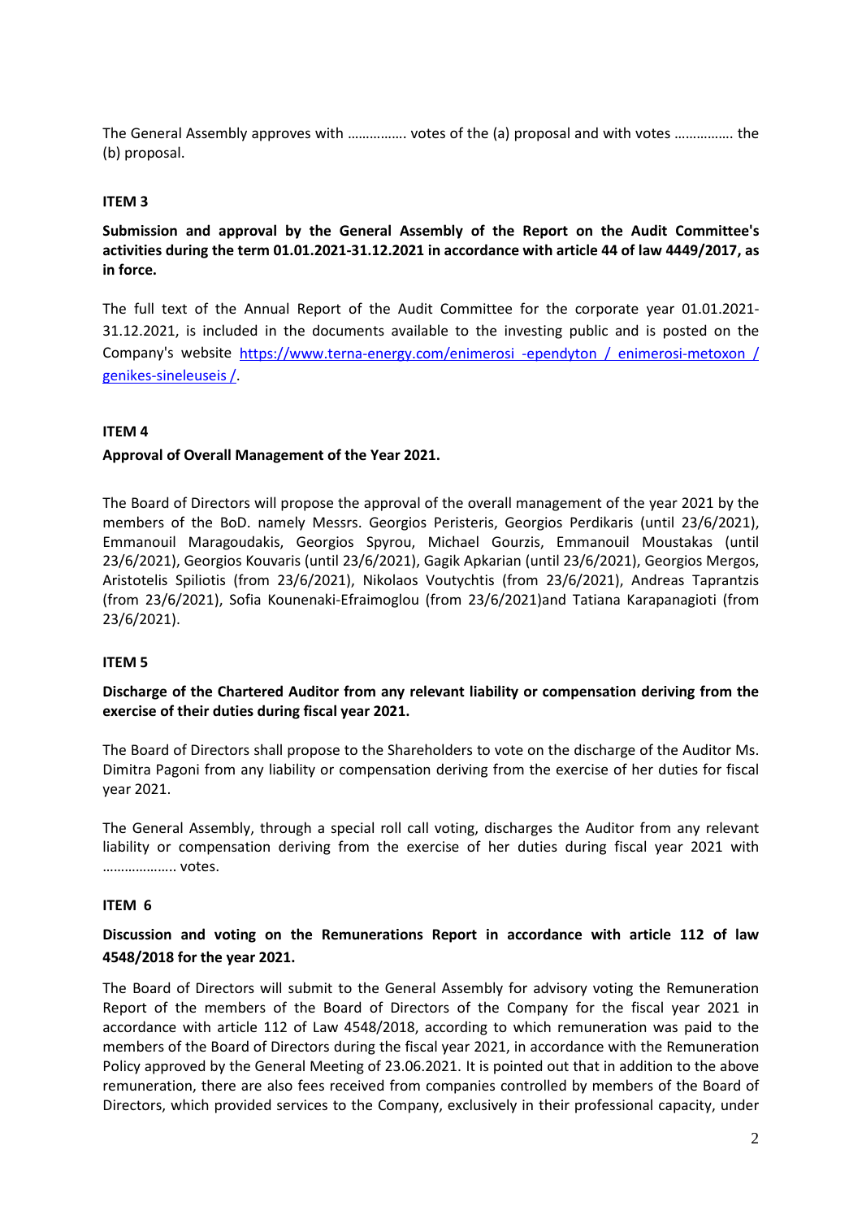The General Assembly approves with ……………. votes of the (a) proposal and with votes ……………. the (b) proposal.

**ITEM 3**

**Submission and approval by the General Assembly of the Report on the Audit Committee's activities during the term 01.01.2021-31.12.2021 in accordance with article 44 of law 4449/2017, as in force.**

The full text of the Annual Report of the Audit Committee for the corporate year 01.01.2021-31.12.2021, is included in the documents available to the investing public and is posted on the Company's website [https://www.terna-energy.com/enimerosi -ependyton / enimerosi-metoxon / genikes-sineleuseis /](https://www.terna-energy.com/enimerosi-ependyton/enimerosi-metoxon/genikes-sineleuseis/).

**ITEM 4**

**Approval of Overall Management of the Year 2021.**

The Board of Directors will propose the approval of the overall management of the year 2021 by the members of the BoD. namely Messrs. Georgios Peristeris, Georgios Perdikaris (until 23/6/2021), Emmanouil Maragoudakis, Georgios Spyrou, Michael Gourzis, Emmanouil Moustakas (until 23/6/2021), Georgios Kouvaris (until 23/6/2021), Gagik Apkarian (until 23/6/2021), Georgios Mergos, Aristotelis Spiliotis (from 23/6/2021), Nikolaos Voutychtis (from 23/6/2021), Andreas Taprantzis (from 23/6/2021), Sofia Kounenaki-Efraimoglou (from 23/6/2021)and Tatiana Karapanagioti (from 23/6/2021).

**ITEM 5**

**Discharge of the Chartered Auditor from any relevant liability or compensation deriving from the exercise of their duties during fiscal year 2021.**

The Board of Directors shall propose to the Shareholders to vote on the discharge of the Auditor Ms. Dimitra Pagoni from any liability or compensation deriving from the exercise of her duties for fiscal year 2021.

The General Assembly, through a special roll call voting, discharges the Auditor from any relevant liability or compensation deriving from the exercise of her duties during fiscal year 2021 with ……………….. votes.

**ITEM 6**

**Discussion and voting on the Remunerations Report in accordance with article 112 of law 4548/2018 for the year 2021.**

The Board of Directors will submit to the General Assembly for advisory voting the Remuneration Report of the members of the Board of Directors of the Company for the fiscal year 2021 in accordance with article 112 of Law 4548/2018, according to which remuneration was paid to the members of the Board of Directors during the fiscal year 2021, in accordance with the Remuneration Policy approved by the General Meeting of 23.06.2021. It is pointed out that in addition to the above remuneration, there are also fees received from companies controlled by members of the Board of Directors, which provided services to the Company, exclusively in their professional capacity, under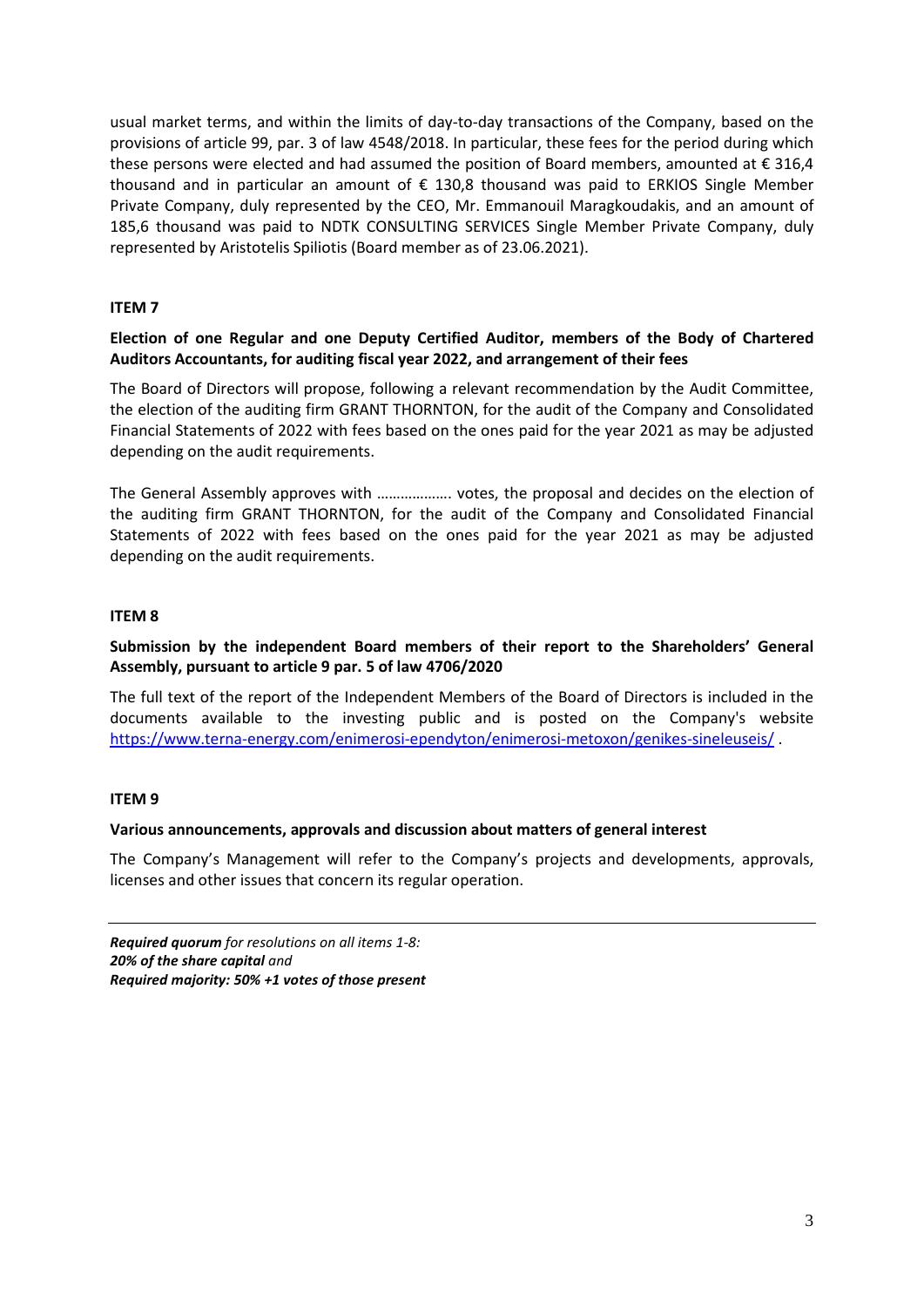usual market terms, and within the limits of day-to-day transactions of the Company, based on the provisions of article 99, par. 3 of law 4548/2018. In particular, these fees for the period during which these persons were elected and had assumed the position of Board members, amounted at € 316,4 thousand and in particular an amount of € 130,8 thousand was paid to ERKIOS Single Member Private Company, duly represented by the CEO, Mr. Emmanouil Maragkoudakis, and an amount of 185,6 thousand was paid to NDTK CONSULTING SERVICES Single Member Private Company, duly represented by Aristotelis Spiliotis (Board member as of 23.06.2021).

**ITEM 7**

**Election of one Regular and one Deputy Certified Auditor, members of the Body of Chartered Auditors Accountants, for auditing fiscal year 2022, and arrangement of their fees**

The Board of Directors will propose, following a relevant recommendation by the Audit Committee, the election of the auditing firm GRANT THORNTON, for the audit of the Company and Consolidated Financial Statements of 2022 with fees based on the ones paid for the year 2021 as may be adjusted depending on the audit requirements.

The General Assembly approves with ………………. votes, the proposal and decides on the election of the auditing firm GRANT THORNTON, for the audit of the Company and Consolidated Financial Statements of 2022 with fees based on the ones paid for the year 2021 as may be adjusted depending on the audit requirements.

**ITEM 8**

**Submission by the independent Board members of their report to the Shareholders' General Assembly, pursuant to article 9 par. 5 of law 4706/2020**

The full text of the report of the Independent Members of the Board of Directors is included in the documents available to the investing public and is posted on the Company's website https://www.terna-energy.com/enimerosi-ependyton/enimerosi-metoxon/genikes-sineleuseis/ .

**ITEM 9**

**Various announcements, approvals and discussion about matters of general interest**

The Company's Management will refer to the Company's projects and developments, approvals, licenses and other issues that concern its regular operation.

---

***Required quorum*** *for resolutions on all items 1-8:*
***20% of the share capital*** *and*
***Required majority: 50% +1 votes of those present***